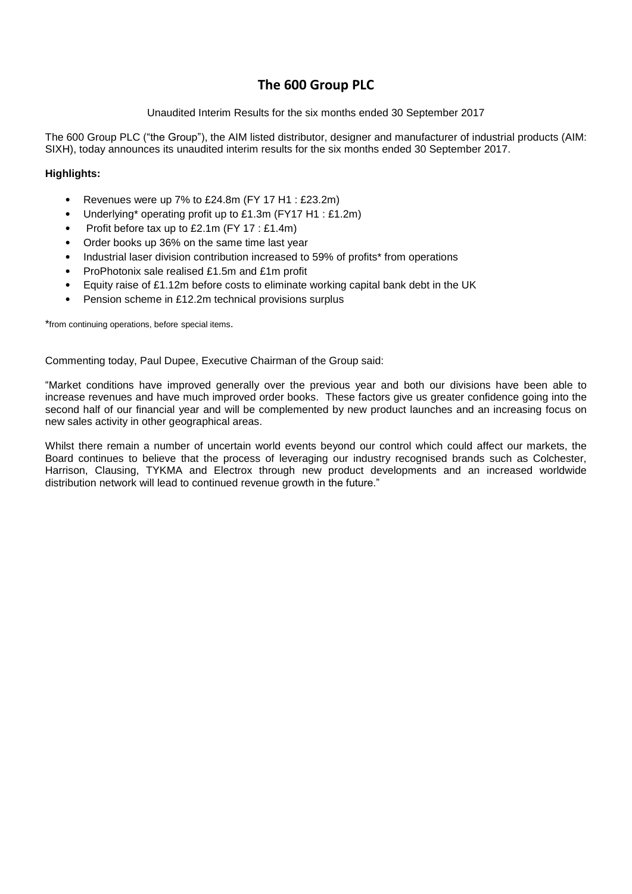# The 600 Group PLC

Unaudited Interim Results for the six months ended 30 September 2017

The 600 Group PLC ("the Group"), the AIM listed distributor, designer and manufacturer of industrial products (AIM: SIXH), today announces its unaudited interim results for the six months ended 30 September 2017.

**Highlights:**

- Revenues were up 7% to £24.8m (FY 17 H1 : £23.2m)
- Underlying* operating profit up to £1.3m (FY17 H1 : £1.2m)
- Profit before tax up to £2.1m (FY 17 : £1.4m)
- Order books up 36% on the same time last year
- Industrial laser division contribution increased to 59% of profits* from operations
- ProPhotonix sale realised £1.5m and £1m profit
- Equity raise of £1.12m before costs to eliminate working capital bank debt in the UK
- Pension scheme in £12.2m technical provisions surplus

*from continuing operations, before special items.

Commenting today, Paul Dupee, Executive Chairman of the Group said:

"Market conditions have improved generally over the previous year and both our divisions have been able to increase revenues and have much improved order books. These factors give us greater confidence going into the second half of our financial year and will be complemented by new product launches and an increasing focus on new sales activity in other geographical areas.

Whilst there remain a number of uncertain world events beyond our control which could affect our markets, the Board continues to believe that the process of leveraging our industry recognised brands such as Colchester, Harrison, Clausing, TYKMA and Electrox through new product developments and an increased worldwide distribution network will lead to continued revenue growth in the future."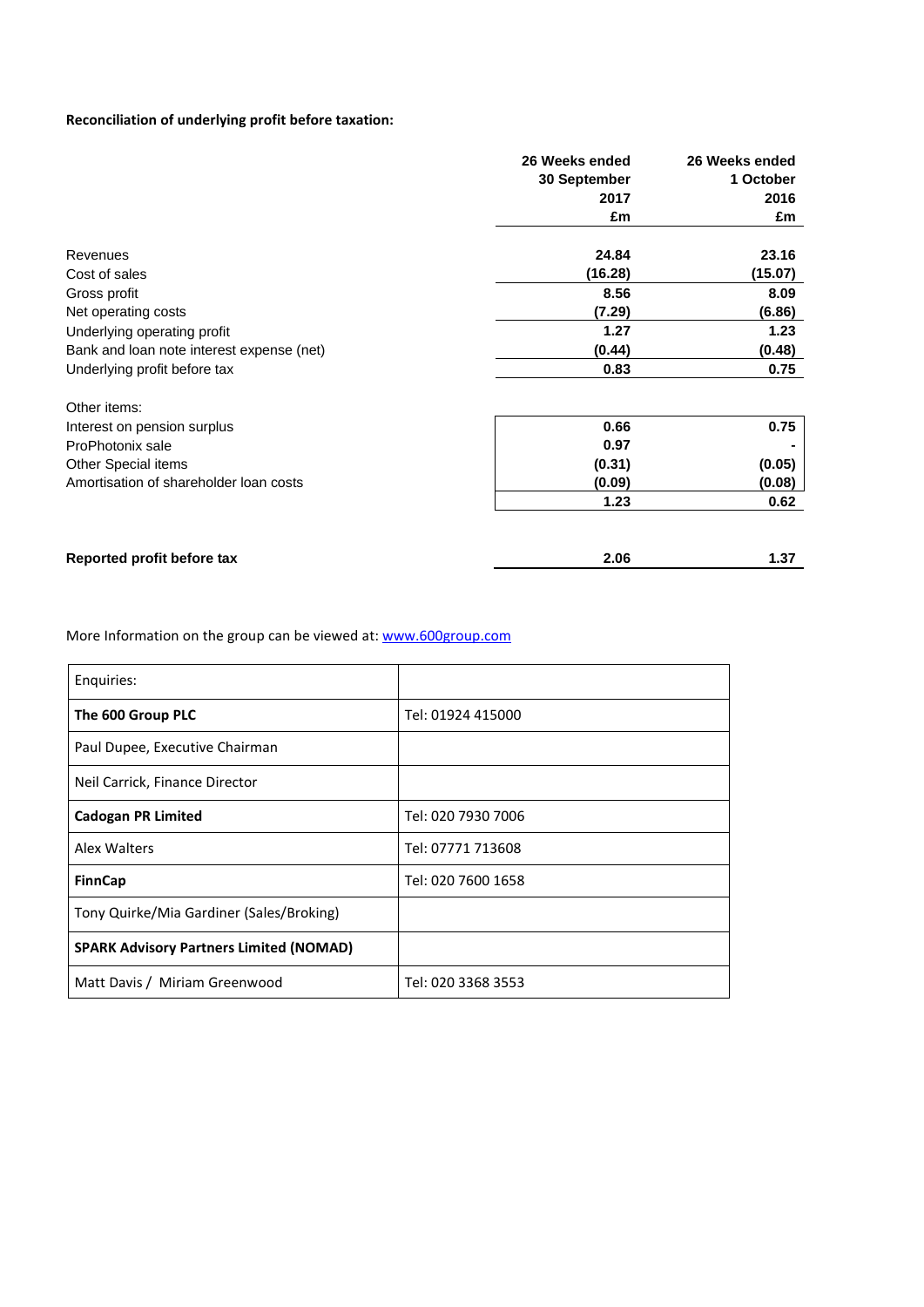**Reconciliation of underlying profit before taxation:**

| | 26 Weeks ended 30 September 2017 £m | 26 Weeks ended 1 October 2016 £m |
|---|---|---|
| Revenues | **24.84** | **23.16** |
| Cost of sales | **(16.28)** | **(15.07)** |
| Gross profit | **8.56** | **8.09** |
| Net operating costs | **(7.29)** | **(6.86)** |
| Underlying operating profit | **1.27** | **1.23** |
| Bank and loan note interest expense (net) | **(0.44)** | **(0.48)** |
| Underlying profit before tax | **0.83** | **0.75** |
| | | |
| Other items: | | |
| Interest on pension surplus | **0.66** | **0.75** |
| ProPhotonix sale | **0.97** | **-** |
| Other Special items | **(0.31)** | **(0.05)** |
| Amortisation of shareholder loan costs | **(0.09)** | **(0.08)** |
| | **1.23** | **0.62** |
| | | |
| **Reported profit before tax** | **2.06** | **1.37** |

More Information on the group can be viewed at: www.600group.com

| Enquiries: | |
|---|---|
| **The 600 Group PLC** | Tel: 01924 415000 |
| Paul Dupee, Executive Chairman | |
| Neil Carrick, Finance Director | |
| **Cadogan PR Limited** | Tel: 020 7930 7006 |
| Alex Walters | Tel: 07771 713608 |
| **FinnCap** | Tel: 020 7600 1658 |
| Tony Quirke/Mia Gardiner (Sales/Broking) | |
| **SPARK Advisory Partners Limited (NOMAD)** | |
| Matt Davis / Miriam Greenwood | Tel: 020 3368 3553 |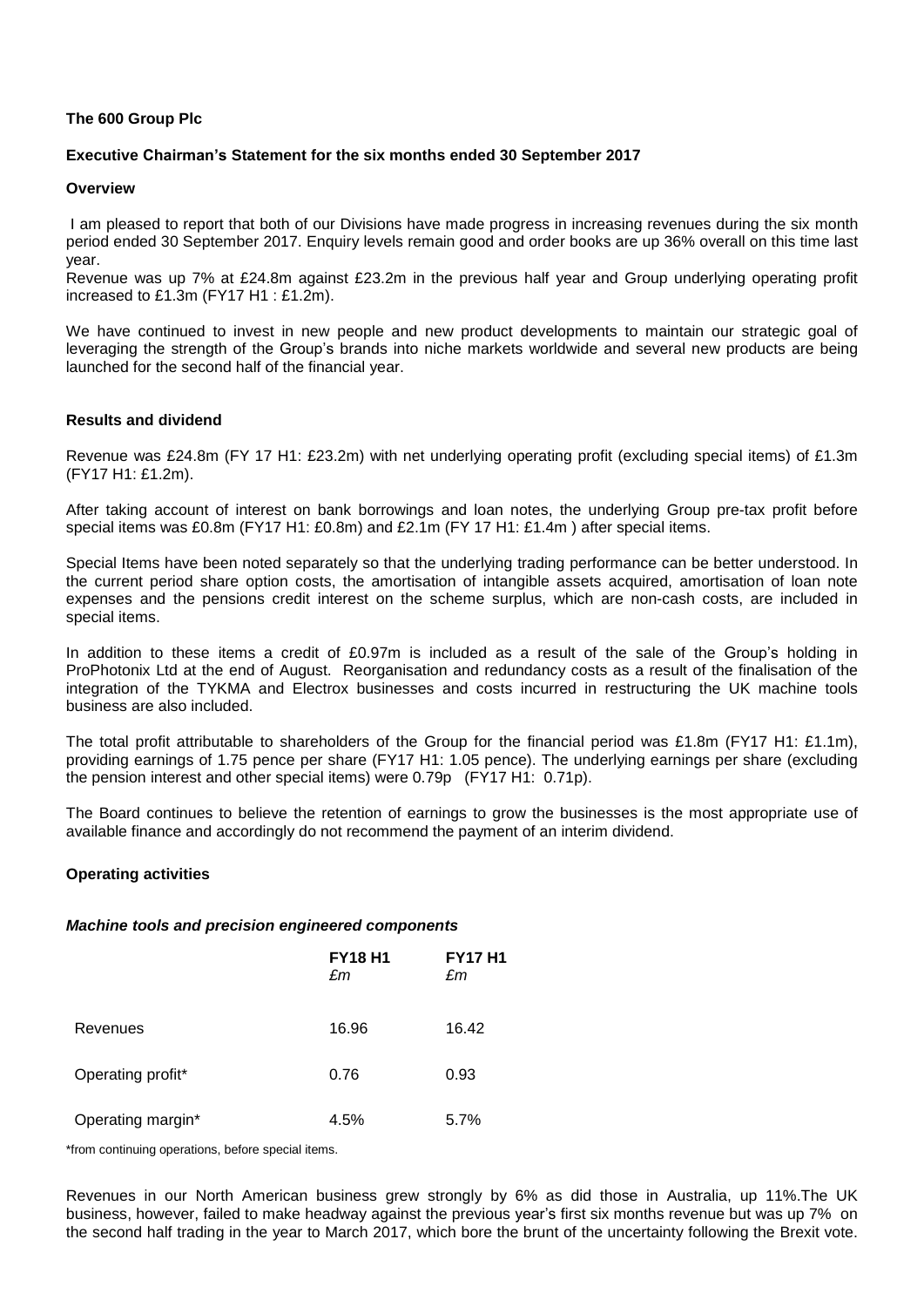**The 600 Group Plc**

**Executive Chairman's Statement for the six months ended 30 September 2017**

**Overview**

I am pleased to report that both of our Divisions have made progress in increasing revenues during the six month period ended 30 September 2017. Enquiry levels remain good and order books are up 36% overall on this time last year.

Revenue was up 7% at £24.8m against £23.2m in the previous half year and Group underlying operating profit increased to £1.3m (FY17 H1 : £1.2m).

We have continued to invest in new people and new product developments to maintain our strategic goal of leveraging the strength of the Group's brands into niche markets worldwide and several new products are being launched for the second half of the financial year.

**Results and dividend**

Revenue was £24.8m (FY 17 H1: £23.2m) with net underlying operating profit (excluding special items) of £1.3m (FY17 H1: £1.2m).

After taking account of interest on bank borrowings and loan notes, the underlying Group pre-tax profit before special items was £0.8m (FY17 H1: £0.8m) and £2.1m (FY 17 H1: £1.4m ) after special items.

Special Items have been noted separately so that the underlying trading performance can be better understood. In the current period share option costs, the amortisation of intangible assets acquired, amortisation of loan note expenses and the pensions credit interest on the scheme surplus, which are non-cash costs, are included in special items.

In addition to these items a credit of £0.97m is included as a result of the sale of the Group's holding in ProPhotonix Ltd at the end of August. Reorganisation and redundancy costs as a result of the finalisation of the integration of the TYKMA and Electrox businesses and costs incurred in restructuring the UK machine tools business are also included.

The total profit attributable to shareholders of the Group for the financial period was £1.8m (FY17 H1: £1.1m), providing earnings of 1.75 pence per share (FY17 H1: 1.05 pence). The underlying earnings per share (excluding the pension interest and other special items) were 0.79p (FY17 H1: 0.71p).

The Board continues to believe the retention of earnings to grow the businesses is the most appropriate use of available finance and accordingly do not recommend the payment of an interim dividend.

**Operating activities**

***Machine tools and precision engineered components***

| | **FY18 H1** *£m* | **FY17 H1** *£m* |
|---|---|---|
| Revenues | 16.96 | 16.42 |
| Operating profit* | 0.76 | 0.93 |
| Operating margin* | 4.5% | 5.7% |

*from continuing operations, before special items.

Revenues in our North American business grew strongly by 6% as did those in Australia, up 11%.The UK business, however, failed to make headway against the previous year's first six months revenue but was up 7% on the second half trading in the year to March 2017, which bore the brunt of the uncertainty following the Brexit vote.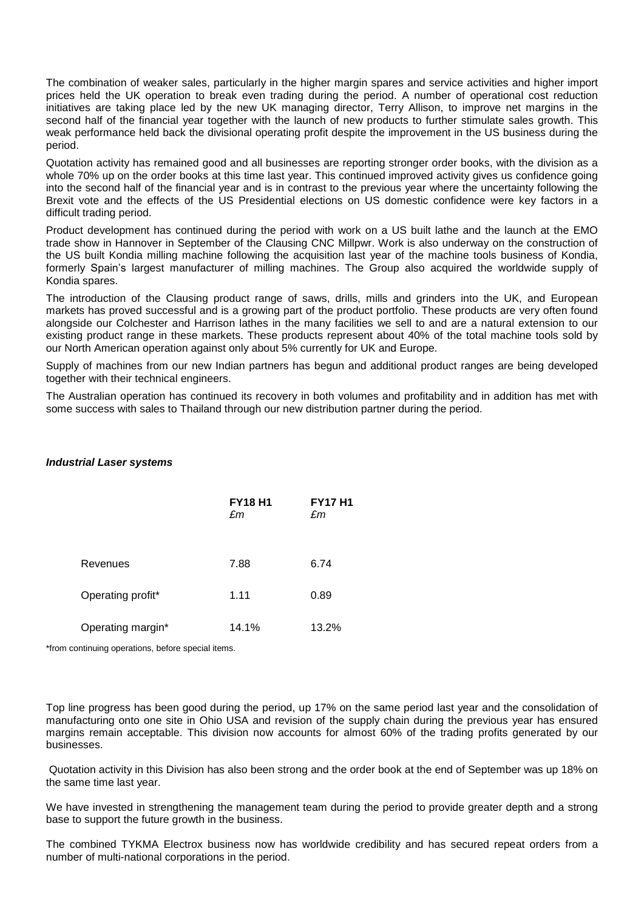The combination of weaker sales, particularly in the higher margin spares and service activities and higher import prices held the UK operation to break even trading during the period. A number of operational cost reduction initiatives are taking place led by the new UK managing director, Terry Allison, to improve net margins in the second half of the financial year together with the launch of new products to further stimulate sales growth. This weak performance held back the divisional operating profit despite the improvement in the US business during the period.

Quotation activity has remained good and all businesses are reporting stronger order books, with the division as a whole 70% up on the order books at this time last year. This continued improved activity gives us confidence going into the second half of the financial year and is in contrast to the previous year where the uncertainty following the Brexit vote and the effects of the US Presidential elections on US domestic confidence were key factors in a difficult trading period.

Product development has continued during the period with work on a US built lathe and the launch at the EMO trade show in Hannover in September of the Clausing CNC Millpwr. Work is also underway on the construction of the US built Kondia milling machine following the acquisition last year of the machine tools business of Kondia, formerly Spain's largest manufacturer of milling machines. The Group also acquired the worldwide supply of Kondia spares.

The introduction of the Clausing product range of saws, drills, mills and grinders into the UK, and European markets has proved successful and is a growing part of the product portfolio. These products are very often found alongside our Colchester and Harrison lathes in the many facilities we sell to and are a natural extension to our existing product range in these markets. These products represent about 40% of the total machine tools sold by our North American operation against only about 5% currently for UK and Europe.

Supply of machines from our new Indian partners has begun and additional product ranges are being developed together with their technical engineers.

The Australian operation has continued its recovery in both volumes and profitability and in addition has met with some success with sales to Thailand through our new distribution partner during the period.

***Industrial Laser systems***

| | **FY18 H1** *£m* | **FY17 H1** *£m* |
|---|---|---|
| Revenues | 7.88 | 6.74 |
| Operating profit* | 1.11 | 0.89 |
| Operating margin* | 14.1% | 13.2% |

*from continuing operations, before special items.

Top line progress has been good during the period, up 17% on the same period last year and the consolidation of manufacturing onto one site in Ohio USA and revision of the supply chain during the previous year has ensured margins remain acceptable. This division now accounts for almost 60% of the trading profits generated by our businesses.

Quotation activity in this Division has also been strong and the order book at the end of September was up 18% on the same time last year.

We have invested in strengthening the management team during the period to provide greater depth and a strong base to support the future growth in the business.

The combined TYKMA Electrox business now has worldwide credibility and has secured repeat orders from a number of multi-national corporations in the period.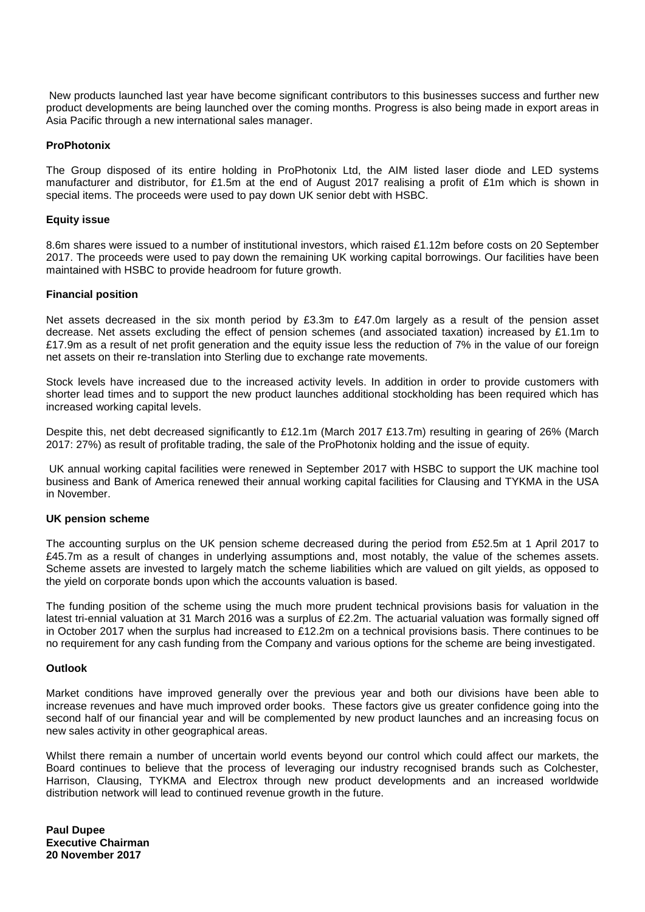New products launched last year have become significant contributors to this businesses success and further new product developments are being launched over the coming months. Progress is also being made in export areas in Asia Pacific through a new international sales manager.

**ProPhotonix**

The Group disposed of its entire holding in ProPhotonix Ltd, the AIM listed laser diode and LED systems manufacturer and distributor, for £1.5m at the end of August 2017 realising a profit of £1m which is shown in special items. The proceeds were used to pay down UK senior debt with HSBC.

**Equity issue**

8.6m shares were issued to a number of institutional investors, which raised £1.12m before costs on 20 September 2017. The proceeds were used to pay down the remaining UK working capital borrowings. Our facilities have been maintained with HSBC to provide headroom for future growth.

**Financial position**

Net assets decreased in the six month period by £3.3m to £47.0m largely as a result of the pension asset decrease. Net assets excluding the effect of pension schemes (and associated taxation) increased by £1.1m to £17.9m as a result of net profit generation and the equity issue less the reduction of 7% in the value of our foreign net assets on their re-translation into Sterling due to exchange rate movements.

Stock levels have increased due to the increased activity levels. In addition in order to provide customers with shorter lead times and to support the new product launches additional stockholding has been required which has increased working capital levels.

Despite this, net debt decreased significantly to £12.1m (March 2017 £13.7m) resulting in gearing of 26% (March 2017: 27%) as result of profitable trading, the sale of the ProPhotonix holding and the issue of equity.

UK annual working capital facilities were renewed in September 2017 with HSBC to support the UK machine tool business and Bank of America renewed their annual working capital facilities for Clausing and TYKMA in the USA in November.

**UK pension scheme**

The accounting surplus on the UK pension scheme decreased during the period from £52.5m at 1 April 2017 to £45.7m as a result of changes in underlying assumptions and, most notably, the value of the schemes assets. Scheme assets are invested to largely match the scheme liabilities which are valued on gilt yields, as opposed to the yield on corporate bonds upon which the accounts valuation is based.

The funding position of the scheme using the much more prudent technical provisions basis for valuation in the latest tri-ennial valuation at 31 March 2016 was a surplus of £2.2m. The actuarial valuation was formally signed off in October 2017 when the surplus had increased to £12.2m on a technical provisions basis. There continues to be no requirement for any cash funding from the Company and various options for the scheme are being investigated.

**Outlook**

Market conditions have improved generally over the previous year and both our divisions have been able to increase revenues and have much improved order books. These factors give us greater confidence going into the second half of our financial year and will be complemented by new product launches and an increasing focus on new sales activity in other geographical areas.

Whilst there remain a number of uncertain world events beyond our control which could affect our markets, the Board continues to believe that the process of leveraging our industry recognised brands such as Colchester, Harrison, Clausing, TYKMA and Electrox through new product developments and an increased worldwide distribution network will lead to continued revenue growth in the future.

**Paul Dupee**
**Executive Chairman**
**20 November 2017**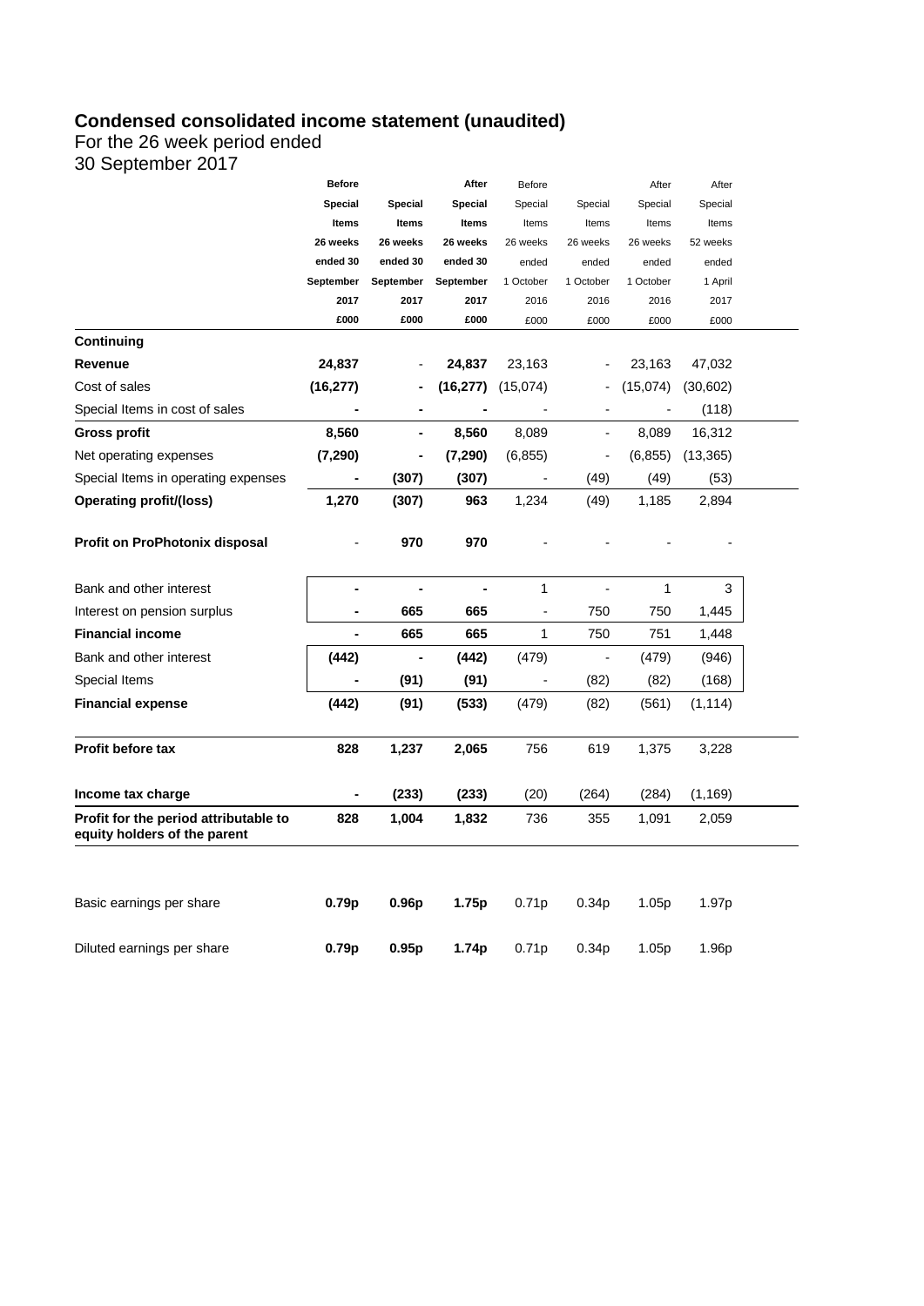# Condensed consolidated income statement (unaudited)

For the 26 week period ended
30 September 2017

| | Before Special Items 26 weeks ended 30 September 2017 £000 | Special Items 26 weeks ended 30 September 2017 £000 | After Special Items 26 weeks ended 30 September 2017 £000 | Before Special Items 26 weeks ended 1 October 2016 £000 | Special Items 26 weeks ended 1 October 2016 £000 | After Special Items 26 weeks ended 1 October 2016 £000 | After Special Items 52 weeks ended 1 April 2017 £000 |
|---|---|---|---|---|---|---|---|
| **Continuing** | | | | | | | |
| **Revenue** | **24,837** | - | **24,837** | 23,163 | - | 23,163 | 47,032 |
| Cost of sales | **(16,277)** | **-** | **(16,277)** | (15,074) | - | (15,074) | (30,602) |
| Special Items in cost of sales | **-** | **-** | **-** | - | - | - | (118) |
| **Gross profit** | **8,560** | **-** | **8,560** | 8,089 | - | 8,089 | 16,312 |
| Net operating expenses | **(7,290)** | **-** | **(7,290)** | (6,855) | - | (6,855) | (13,365) |
| Special Items in operating expenses | **-** | **(307)** | **(307)** | - | (49) | (49) | (53) |
| **Operating profit/(loss)** | **1,270** | **(307)** | **963** | 1,234 | (49) | 1,185 | 2,894 |
| **Profit on ProPhotonix disposal** | - | **970** | **970** | - | - | - | - |
| Bank and other interest | **-** | **-** | **-** | 1 | - | 1 | 3 |
| Interest on pension surplus | **-** | **665** | **665** | - | 750 | 750 | 1,445 |
| **Financial income** | **-** | **665** | **665** | 1 | 750 | 751 | 1,448 |
| Bank and other interest | **(442)** | **-** | **(442)** | (479) | - | (479) | (946) |
| Special Items | **-** | **(91)** | **(91)** | - | (82) | (82) | (168) |
| **Financial expense** | **(442)** | **(91)** | **(533)** | (479) | (82) | (561) | (1,114) |
| **Profit before tax** | **828** | **1,237** | **2,065** | 756 | 619 | 1,375 | 3,228 |
| **Income tax charge** | **-** | **(233)** | **(233)** | (20) | (264) | (284) | (1,169) |
| **Profit for the period attributable to equity holders of the parent** | **828** | **1,004** | **1,832** | 736 | 355 | 1,091 | 2,059 |
| Basic earnings per share | **0.79p** | **0.96p** | **1.75p** | 0.71p | 0.34p | 1.05p | 1.97p |
| Diluted earnings per share | **0.79p** | **0.95p** | **1.74p** | 0.71p | 0.34p | 1.05p | 1.96p |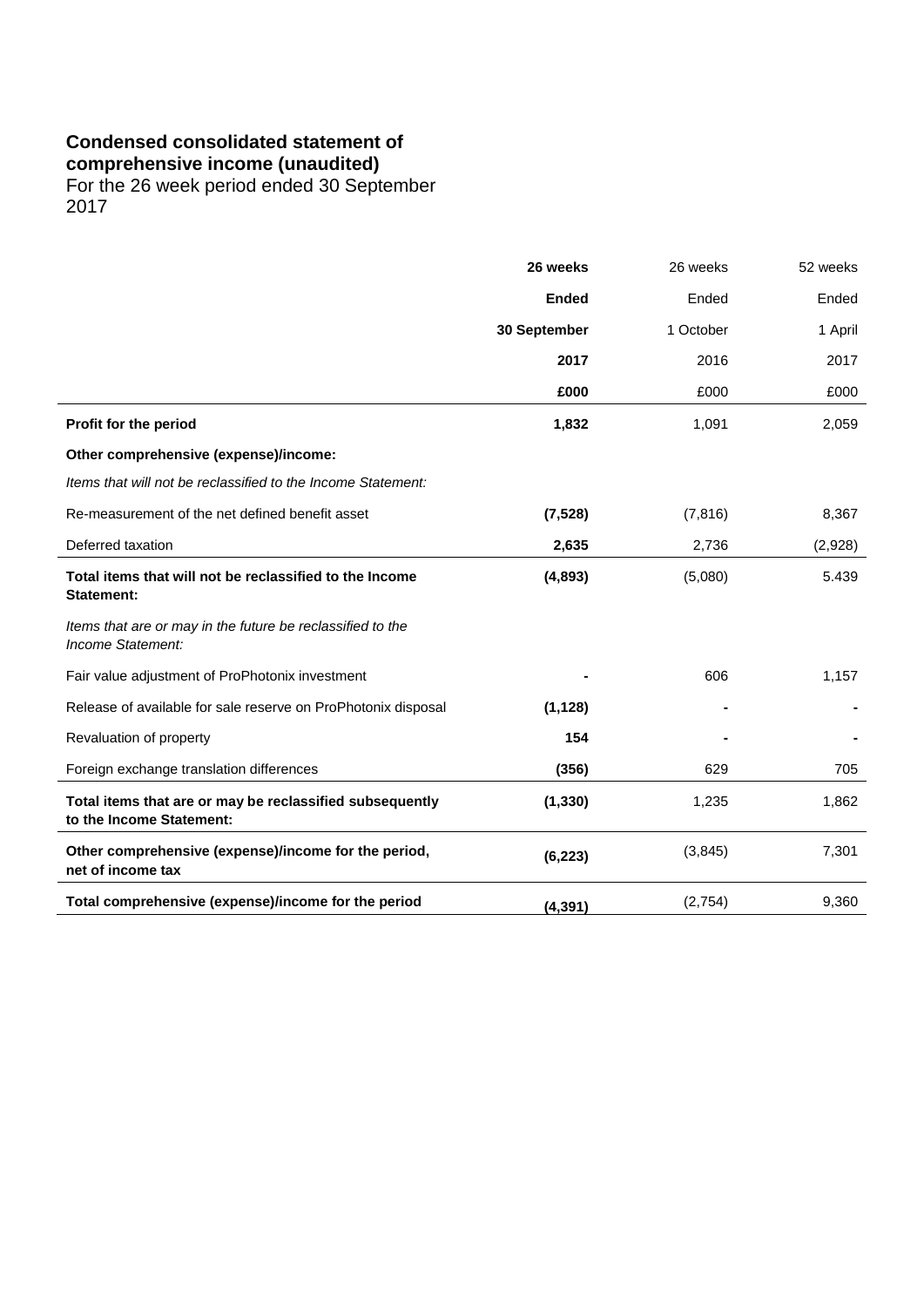**Condensed consolidated statement of comprehensive income (unaudited)**
For the 26 week period ended 30 September 2017

| | **26 weeks Ended 30 September 2017 £000** | 26 weeks Ended 1 October 2016 £000 | 52 weeks Ended 1 April 2017 £000 |
|---|---|---|---|
| **Profit for the period** | **1,832** | 1,091 | 2,059 |
| **Other comprehensive (expense)/income:** | | | |
| *Items that will not be reclassified to the Income Statement:* | | | |
| Re-measurement of the net defined benefit asset | **(7,528)** | (7,816) | 8,367 |
| Deferred taxation | **2,635** | 2,736 | (2,928) |
| **Total items that will not be reclassified to the Income Statement:** | **(4,893)** | (5,080) | 5.439 |
| *Items that are or may in the future be reclassified to the Income Statement:* | | | |
| Fair value adjustment of ProPhotonix investment | **-** | 606 | 1,157 |
| Release of available for sale reserve on ProPhotonix disposal | **(1,128)** | - | - |
| Revaluation of property | **154** | - | - |
| Foreign exchange translation differences | **(356)** | 629 | 705 |
| **Total items that are or may be reclassified subsequently to the Income Statement:** | **(1,330)** | 1,235 | 1,862 |
| **Other comprehensive (expense)/income for the period, net of income tax** | **(6,223)** | (3,845) | 7,301 |
| **Total comprehensive (expense)/income for the period** | **(4,391)** | (2,754) | 9,360 |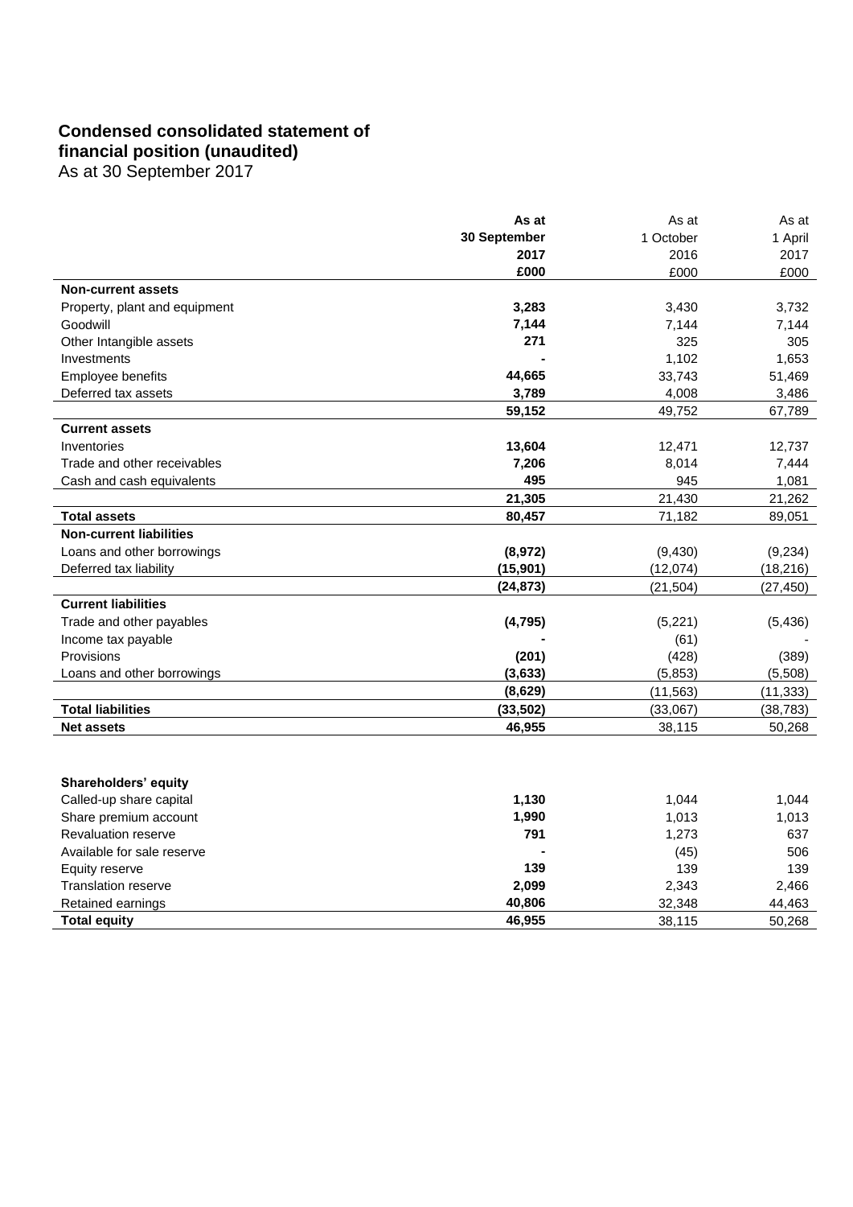# Condensed consolidated statement of financial position (unaudited)

As at 30 September 2017

| | **As at 30 September 2017 £000** | As at 1 October 2016 £000 | As at 1 April 2017 £000 |
|---|---|---|---|
| **Non-current assets** | | | |
| Property, plant and equipment | **3,283** | 3,430 | 3,732 |
| Goodwill | **7,144** | 7,144 | 7,144 |
| Other Intangible assets | **271** | 325 | 305 |
| Investments | **-** | 1,102 | 1,653 |
| Employee benefits | **44,665** | 33,743 | 51,469 |
| Deferred tax assets | **3,789** | 4,008 | 3,486 |
| | **59,152** | 49,752 | 67,789 |
| **Current assets** | | | |
| Inventories | **13,604** | 12,471 | 12,737 |
| Trade and other receivables | **7,206** | 8,014 | 7,444 |
| Cash and cash equivalents | **495** | 945 | 1,081 |
| | **21,305** | 21,430 | 21,262 |
| **Total assets** | **80,457** | 71,182 | 89,051 |
| **Non-current liabilities** | | | |
| Loans and other borrowings | **(8,972)** | (9,430) | (9,234) |
| Deferred tax liability | **(15,901)** | (12,074) | (18,216) |
| | **(24,873)** | (21,504) | (27,450) |
| **Current liabilities** | | | |
| Trade and other payables | **(4,795)** | (5,221) | (5,436) |
| Income tax payable | **-** | (61) | - |
| Provisions | **(201)** | (428) | (389) |
| Loans and other borrowings | **(3,633)** | (5,853) | (5,508) |
| | **(8,629)** | (11,563) | (11,333) |
| **Total liabilities** | **(33,502)** | (33,067) | (38,783) |
| **Net assets** | **46,955** | 38,115 | 50,268 |
| | | | |
| **Shareholders' equity** | | | |
| Called-up share capital | **1,130** | 1,044 | 1,044 |
| Share premium account | **1,990** | 1,013 | 1,013 |
| Revaluation reserve | **791** | 1,273 | 637 |
| Available for sale reserve | **-** | (45) | 506 |
| Equity reserve | **139** | 139 | 139 |
| Translation reserve | **2,099** | 2,343 | 2,466 |
| Retained earnings | **40,806** | 32,348 | 44,463 |
| **Total equity** | **46,955** | 38,115 | 50,268 |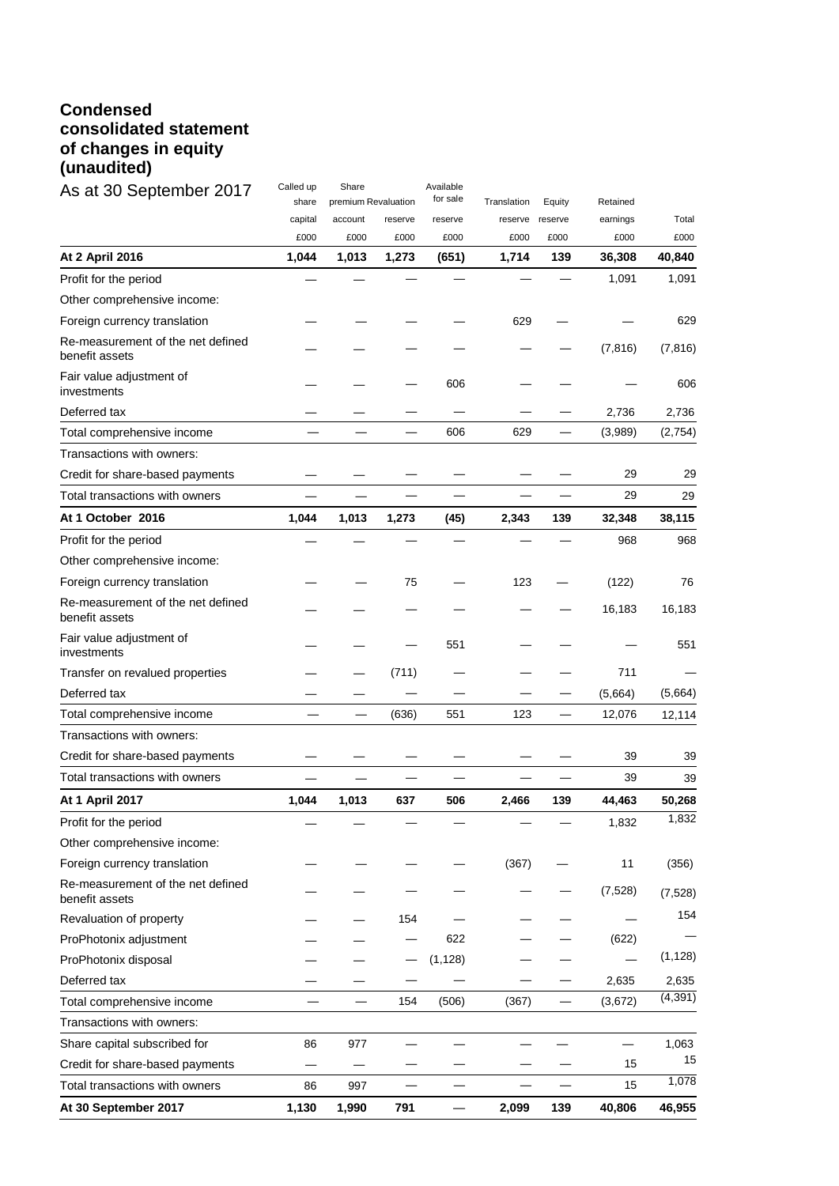## Condensed consolidated statement of changes in equity (unaudited)

As at 30 September 2017

| | Called up share capital | Share premium account | Revaluation reserve | Available for sale reserve | Translation reserve | Equity reserve | Retained earnings | Total |
|---|---|---|---|---|---|---|---|---|
| | £000 | £000 | £000 | £000 | £000 | £000 | £000 | £000 |
| **At 2 April 2016** | **1,044** | **1,013** | **1,273** | **(651)** | **1,714** | **139** | **36,308** | **40,840** |
| Profit for the period | — | — | — | — | — | — | 1,091 | 1,091 |
| Other comprehensive income: | | | | | | | | |
| Foreign currency translation | — | — | — | — | 629 | — | — | 629 |
| Re-measurement of the net defined benefit assets | — | — | — | — | — | — | (7,816) | (7,816) |
| Fair value adjustment of investments | — | — | — | 606 | — | — | — | 606 |
| Deferred tax | — | — | — | — | — | — | 2,736 | 2,736 |
| Total comprehensive income | — | — | — | 606 | 629 | — | (3,989) | (2,754) |
| Transactions with owners: | | | | | | | | |
| Credit for share-based payments | — | — | — | — | — | — | 29 | 29 |
| Total transactions with owners | — | — | — | — | — | — | 29 | 29 |
| **At 1 October 2016** | **1,044** | **1,013** | **1,273** | **(45)** | **2,343** | **139** | **32,348** | **38,115** |
| Profit for the period | — | — | — | — | — | — | 968 | 968 |
| Other comprehensive income: | | | | | | | | |
| Foreign currency translation | — | — | 75 | — | 123 | — | (122) | 76 |
| Re-measurement of the net defined benefit assets | — | — | — | — | — | — | 16,183 | 16,183 |
| Fair value adjustment of investments | — | — | — | 551 | — | — | — | 551 |
| Transfer on revalued properties | — | — | (711) | — | — | — | 711 | — |
| Deferred tax | — | — | — | — | — | — | (5,664) | (5,664) |
| Total comprehensive income | — | — | (636) | 551 | 123 | — | 12,076 | 12,114 |
| Transactions with owners: | | | | | | | | |
| Credit for share-based payments | — | — | — | — | — | — | 39 | 39 |
| Total transactions with owners | — | — | — | — | — | — | 39 | 39 |
| **At 1 April 2017** | **1,044** | **1,013** | **637** | **506** | **2,466** | **139** | **44,463** | **50,268** |
| Profit for the period | — | — | — | — | — | — | 1,832 | 1,832 |
| Other comprehensive income: | | | | | | | | |
| Foreign currency translation | — | — | — | — | (367) | — | 11 | (356) |
| Re-measurement of the net defined benefit assets | — | — | — | — | — | — | (7,528) | (7,528) |
| Revaluation of property | — | — | 154 | — | — | — | — | 154 |
| ProPhotonix adjustment | — | — | — | 622 | — | — | (622) | — |
| ProPhotonix disposal | — | — | — | (1,128) | — | — | — | (1,128) |
| Deferred tax | — | — | — | — | — | — | 2,635 | 2,635 |
| Total comprehensive income | — | — | 154 | (506) | (367) | — | (3,672) | (4,391) |
| Transactions with owners: | | | | | | | | |
| Share capital subscribed for | 86 | 977 | — | — | — | — | — | 1,063 |
| Credit for share-based payments | — | — | — | — | — | — | 15 | 15 |
| Total transactions with owners | 86 | 997 | — | — | — | — | 15 | 1,078 |
| **At 30 September 2017** | **1,130** | **1,990** | **791** | **—** | **2,099** | **139** | **40,806** | **46,955** |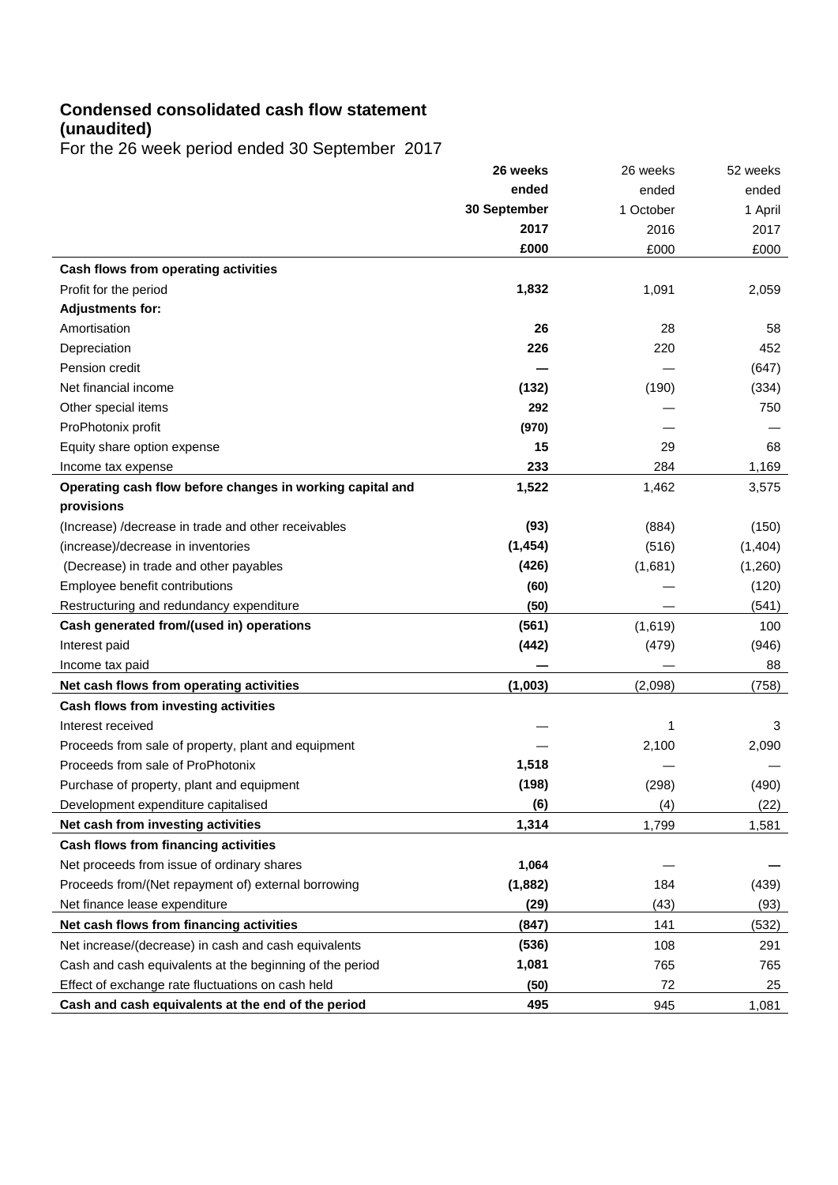## Condensed consolidated cash flow statement (unaudited)

For the 26 week period ended 30 September 2017

| | **26 weeks ended 30 September 2017 £000** | 26 weeks ended 1 October 2016 £000 | 52 weeks ended 1 April 2017 £000 |
|---|---|---|---|
| **Cash flows from operating activities** | | | |
| Profit for the period | **1,832** | 1,091 | 2,059 |
| **Adjustments for:** | | | |
| Amortisation | **26** | 28 | 58 |
| Depreciation | **226** | 220 | 452 |
| Pension credit | **—** | — | (647) |
| Net financial income | **(132)** | (190) | (334) |
| Other special items | **292** | — | 750 |
| ProPhotonix profit | **(970)** | — | — |
| Equity share option expense | **15** | 29 | 68 |
| Income tax expense | **233** | 284 | 1,169 |
| **Operating cash flow before changes in working capital and provisions** | **1,522** | 1,462 | 3,575 |
| (Increase) /decrease in trade and other receivables | **(93)** | (884) | (150) |
| (increase)/decrease in inventories | **(1,454)** | (516) | (1,404) |
| (Decrease) in trade and other payables | **(426)** | (1,681) | (1,260) |
| Employee benefit contributions | **(60)** | — | (120) |
| Restructuring and redundancy expenditure | **(50)** | — | (541) |
| **Cash generated from/(used in) operations** | **(561)** | (1,619) | 100 |
| Interest paid | **(442)** | (479) | (946) |
| Income tax paid | **—** | — | 88 |
| **Net cash flows from operating activities** | **(1,003)** | (2,098) | (758) |
| **Cash flows from investing activities** | | | |
| Interest received | — | 1 | 3 |
| Proceeds from sale of property, plant and equipment | — | 2,100 | 2,090 |
| Proceeds from sale of ProPhotonix | **1,518** | — | — |
| Purchase of property, plant and equipment | **(198)** | (298) | (490) |
| Development expenditure capitalised | **(6)** | (4) | (22) |
| **Net cash from investing activities** | **1,314** | 1,799 | 1,581 |
| **Cash flows from financing activities** | | | |
| Net proceeds from issue of ordinary shares | **1,064** | — | **—** |
| Proceeds from/(Net repayment of) external borrowing | **(1,882)** | 184 | (439) |
| Net finance lease expenditure | **(29)** | (43) | (93) |
| **Net cash flows from financing activities** | **(847)** | 141 | (532) |
| Net increase/(decrease) in cash and cash equivalents | **(536)** | 108 | 291 |
| Cash and cash equivalents at the beginning of the period | **1,081** | 765 | 765 |
| Effect of exchange rate fluctuations on cash held | **(50)** | 72 | 25 |
| **Cash and cash equivalents at the end of the period** | **495** | 945 | 1,081 |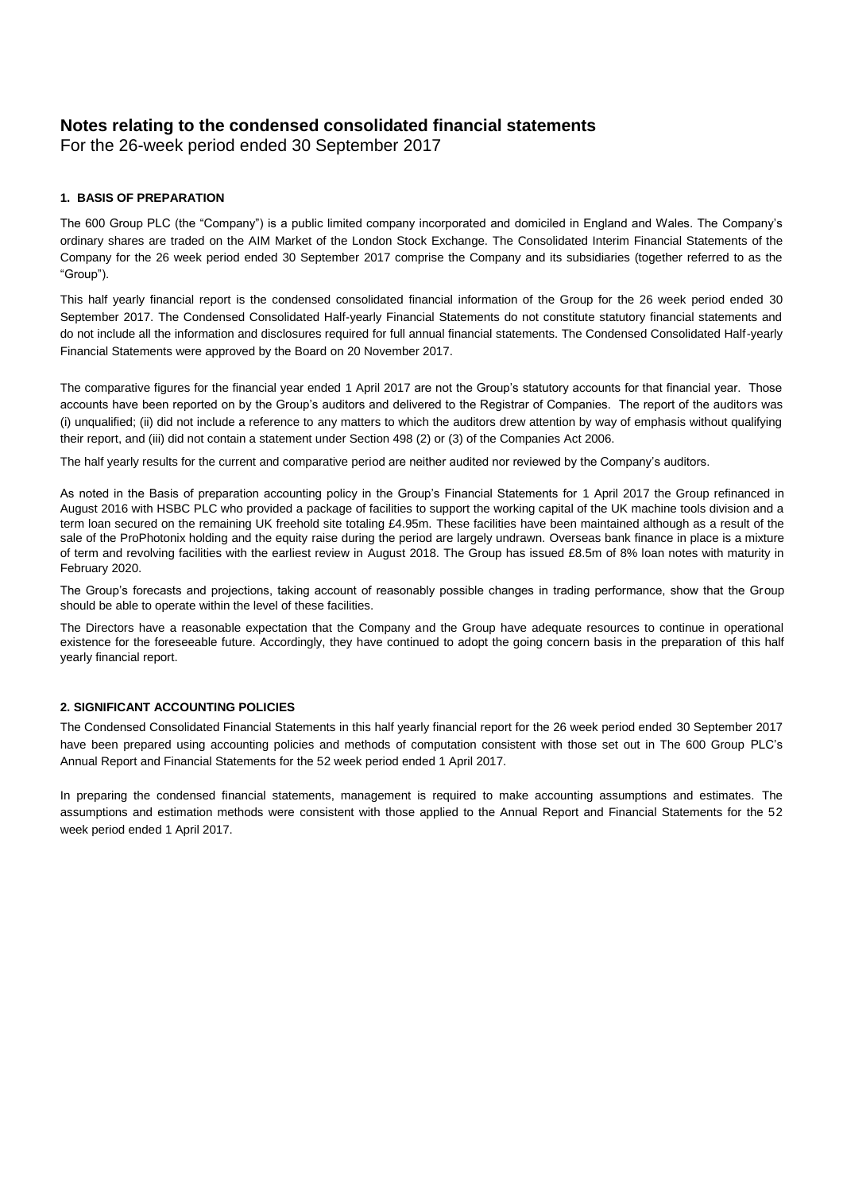# Notes relating to the condensed consolidated financial statements

For the 26-week period ended 30 September 2017

### 1. BASIS OF PREPARATION

The 600 Group PLC (the "Company") is a public limited company incorporated and domiciled in England and Wales. The Company's ordinary shares are traded on the AIM Market of the London Stock Exchange. The Consolidated Interim Financial Statements of the Company for the 26 week period ended 30 September 2017 comprise the Company and its subsidiaries (together referred to as the "Group").

This half yearly financial report is the condensed consolidated financial information of the Group for the 26 week period ended 30 September 2017. The Condensed Consolidated Half-yearly Financial Statements do not constitute statutory financial statements and do not include all the information and disclosures required for full annual financial statements. The Condensed Consolidated Half-yearly Financial Statements were approved by the Board on 20 November 2017.

The comparative figures for the financial year ended 1 April 2017 are not the Group's statutory accounts for that financial year. Those accounts have been reported on by the Group's auditors and delivered to the Registrar of Companies. The report of the auditors was (i) unqualified; (ii) did not include a reference to any matters to which the auditors drew attention by way of emphasis without qualifying their report, and (iii) did not contain a statement under Section 498 (2) or (3) of the Companies Act 2006.

The half yearly results for the current and comparative period are neither audited nor reviewed by the Company's auditors.

As noted in the Basis of preparation accounting policy in the Group's Financial Statements for 1 April 2017 the Group refinanced in August 2016 with HSBC PLC who provided a package of facilities to support the working capital of the UK machine tools division and a term loan secured on the remaining UK freehold site totaling £4.95m. These facilities have been maintained although as a result of the sale of the ProPhotonix holding and the equity raise during the period are largely undrawn. Overseas bank finance in place is a mixture of term and revolving facilities with the earliest review in August 2018. The Group has issued £8.5m of 8% loan notes with maturity in February 2020.

The Group's forecasts and projections, taking account of reasonably possible changes in trading performance, show that the Group should be able to operate within the level of these facilities.

The Directors have a reasonable expectation that the Company and the Group have adequate resources to continue in operational existence for the foreseeable future. Accordingly, they have continued to adopt the going concern basis in the preparation of this half yearly financial report.

### 2. SIGNIFICANT ACCOUNTING POLICIES

The Condensed Consolidated Financial Statements in this half yearly financial report for the 26 week period ended 30 September 2017 have been prepared using accounting policies and methods of computation consistent with those set out in The 600 Group PLC's Annual Report and Financial Statements for the 52 week period ended 1 April 2017.

In preparing the condensed financial statements, management is required to make accounting assumptions and estimates. The assumptions and estimation methods were consistent with those applied to the Annual Report and Financial Statements for the 52 week period ended 1 April 2017.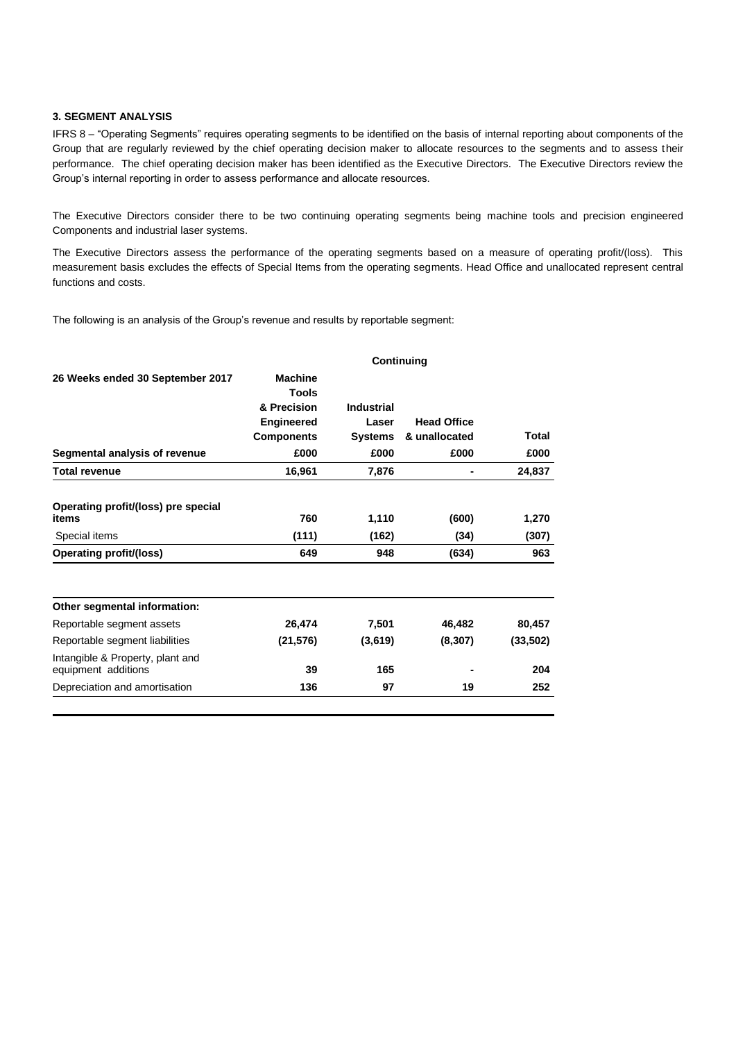### 3. SEGMENT ANALYSIS

IFRS 8 – "Operating Segments" requires operating segments to be identified on the basis of internal reporting about components of the Group that are regularly reviewed by the chief operating decision maker to allocate resources to the segments and to assess their performance. The chief operating decision maker has been identified as the Executive Directors. The Executive Directors review the Group's internal reporting in order to assess performance and allocate resources.

The Executive Directors consider there to be two continuing operating segments being machine tools and precision engineered Components and industrial laser systems.

The Executive Directors assess the performance of the operating segments based on a measure of operating profit/(loss). This measurement basis excludes the effects of Special Items from the operating segments. Head Office and unallocated represent central functions and costs.

The following is an analysis of the Group's revenue and results by reportable segment:

| | Continuing | | | |
|---|---|---|---|---|
| **26 Weeks ended 30 September 2017** | **Machine Tools & Precision Engineered Components** | **Industrial Laser Systems** | **Head Office & unallocated** | **Total** |
| **Segmental analysis of revenue** | **£000** | **£000** | **£000** | **£000** |
| **Total revenue** | **16,961** | **7,876** | **-** | **24,837** |
| **Operating profit/(loss) pre special items** | **760** | **1,110** | **(600)** | **1,270** |
| Special items | **(111)** | **(162)** | **(34)** | **(307)** |
| **Operating profit/(loss)** | **649** | **948** | **(634)** | **963** |
| **Other segmental information:** | | | | |
| Reportable segment assets | **26,474** | **7,501** | **46,482** | **80,457** |
| Reportable segment liabilities | **(21,576)** | **(3,619)** | **(8,307)** | **(33,502)** |
| Intangible & Property, plant and equipment additions | **39** | **165** | **-** | **204** |
| Depreciation and amortisation | **136** | **97** | **19** | **252** |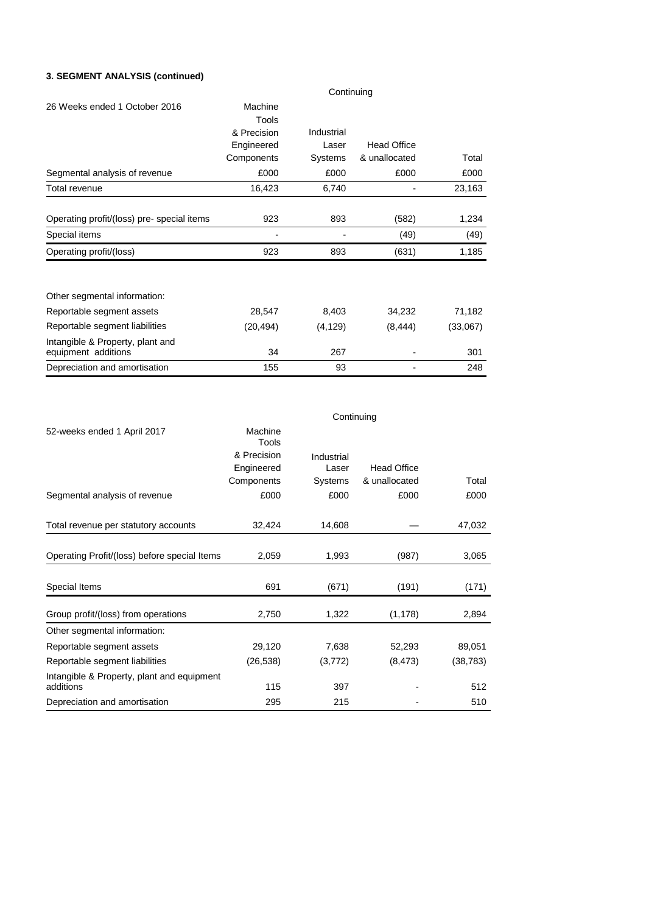**3. SEGMENT ANALYSIS (continued)**

| 26 Weeks ended 1 October 2016 | Continuing | | | |
|---|---|---|---|---|
| | Machine Tools & Precision Engineered Components | Industrial Laser Systems | Head Office & unallocated | Total |
| Segmental analysis of revenue | £000 | £000 | £000 | £000 |
| Total revenue | 16,423 | 6,740 | - | 23,163 |
| Operating profit/(loss) pre- special items | 923 | 893 | (582) | 1,234 |
| Special items | - | - | (49) | (49) |
| Operating profit/(loss) | 923 | 893 | (631) | 1,185 |
| Other segmental information: | | | | |
| Reportable segment assets | 28,547 | 8,403 | 34,232 | 71,182 |
| Reportable segment liabilities | (20,494) | (4,129) | (8,444) | (33,067) |
| Intangible & Property, plant and equipment additions | 34 | 267 | - | 301 |
| Depreciation and amortisation | 155 | 93 | - | 248 |

| 52-weeks ended 1 April 2017 | Continuing | | | |
|---|---|---|---|---|
| | Machine Tools & Precision Engineered Components | Industrial Laser Systems | Head Office & unallocated | Total |
| Segmental analysis of revenue | £000 | £000 | £000 | £000 |
| Total revenue per statutory accounts | 32,424 | 14,608 | — | 47,032 |
| Operating Profit/(loss) before special Items | 2,059 | 1,993 | (987) | 3,065 |
| Special Items | 691 | (671) | (191) | (171) |
| Group profit/(loss) from operations | 2,750 | 1,322 | (1,178) | 2,894 |
| Other segmental information: | | | | |
| Reportable segment assets | 29,120 | 7,638 | 52,293 | 89,051 |
| Reportable segment liabilities | (26,538) | (3,772) | (8,473) | (38,783) |
| Intangible & Property, plant and equipment additions | 115 | 397 | - | 512 |
| Depreciation and amortisation | 295 | 215 | - | 510 |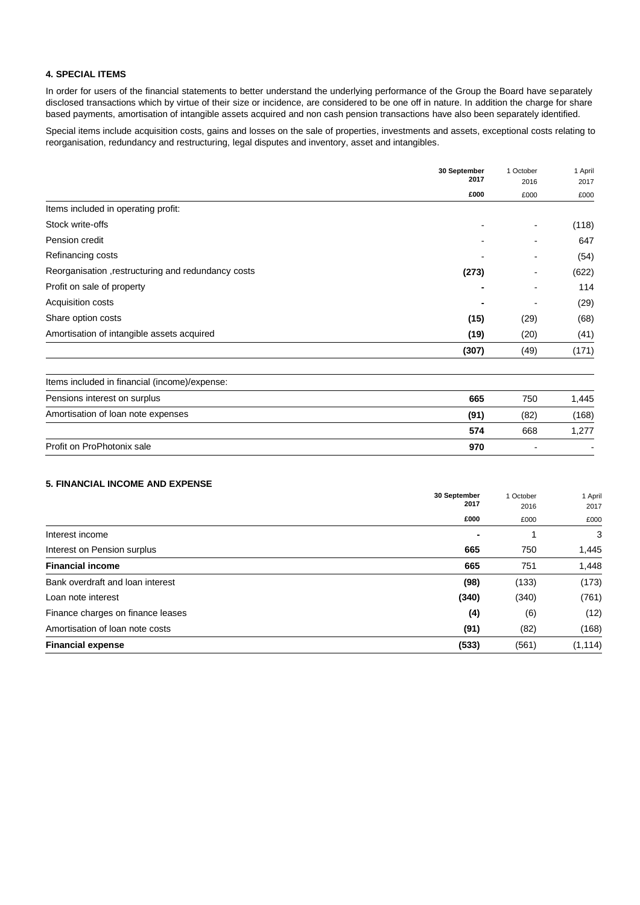## 4. SPECIAL ITEMS

In order for users of the financial statements to better understand the underlying performance of the Group the Board have separately disclosed transactions which by virtue of their size or incidence, are considered to be one off in nature. In addition the charge for share based payments, amortisation of intangible assets acquired and non cash pension transactions have also been separately identified.

Special items include acquisition costs, gains and losses on the sale of properties, investments and assets, exceptional costs relating to reorganisation, redundancy and restructuring, legal disputes and inventory, asset and intangibles.

| | **30 September 2017** | 1 October 2016 | 1 April 2017 |
|---|---|---|---|
| | **£000** | £000 | £000 |
| Items included in operating profit: | | | |
| Stock write-offs | - | - | (118) |
| Pension credit | - | - | 647 |
| Refinancing costs | - | - | (54) |
| Reorganisation ,restructuring and redundancy costs | **(273)** | - | (622) |
| Profit on sale of property | **-** | - | 114 |
| Acquisition costs | **-** | - | (29) |
| Share option costs | **(15)** | (29) | (68) |
| Amortisation of intangible assets acquired | **(19)** | (20) | (41) |
| | **(307)** | (49) | (171) |
| Items included in financial (income)/expense: | | | |
| Pensions interest on surplus | **665** | 750 | 1,445 |
| Amortisation of loan note expenses | **(91)** | (82) | (168) |
| | **574** | 668 | 1,277 |
| Profit on ProPhotonix sale | **970** | - | - |

## 5. FINANCIAL INCOME AND EXPENSE

| | **30 September 2017** | 1 October 2016 | 1 April 2017 |
|---|---|---|---|
| | **£000** | £000 | £000 |
| Interest income | **-** | 1 | 3 |
| Interest on Pension surplus | **665** | 750 | 1,445 |
| **Financial income** | **665** | 751 | 1,448 |
| Bank overdraft and loan interest | **(98)** | (133) | (173) |
| Loan note interest | **(340)** | (340) | (761) |
| Finance charges on finance leases | **(4)** | (6) | (12) |
| Amortisation of loan note costs | **(91)** | (82) | (168) |
| **Financial expense** | **(533)** | (561) | (1,114) |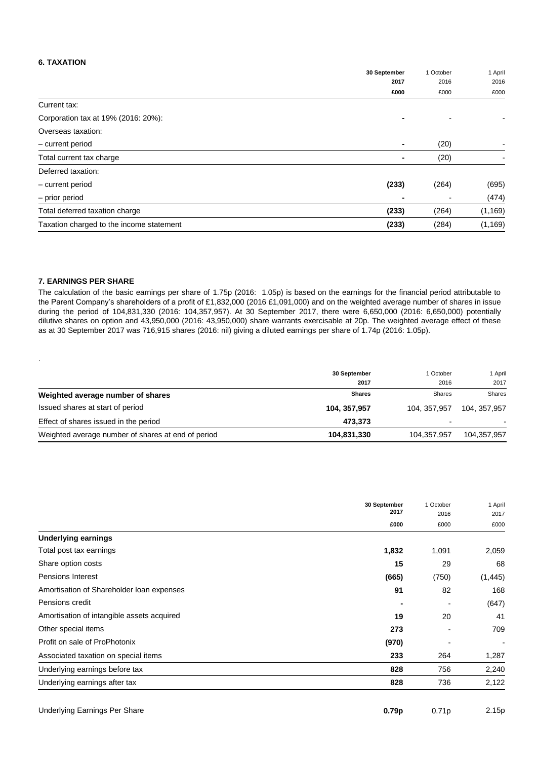### 6. TAXATION

| | 30 September 2017 £000 | 1 October 2016 £000 | 1 April 2016 £000 |
|---|---|---|---|
| Current tax: | | | |
| Corporation tax at 19% (2016: 20%): | - | - | - |
| Overseas taxation: | | | |
| – current period | - | (20) | - |
| Total current tax charge | - | (20) | - |
| Deferred taxation: | | | |
| – current period | (233) | (264) | (695) |
| – prior period | - | - | (474) |
| Total deferred taxation charge | (233) | (264) | (1,169) |
| Taxation charged to the income statement | (233) | (284) | (1,169) |

### 7. EARNINGS PER SHARE

The calculation of the basic earnings per share of 1.75p (2016: 1.05p) is based on the earnings for the financial period attributable to the Parent Company's shareholders of a profit of £1,832,000 (2016 £1,091,000) and on the weighted average number of shares in issue during the period of 104,831,330 (2016: 104,357,957). At 30 September 2017, there were 6,650,000 (2016: 6,650,000) potentially dilutive shares on option and 43,950,000 (2016: 43,950,000) share warrants exercisable at 20p. The weighted average effect of these as at 30 September 2017 was 716,915 shares (2016: nil) giving a diluted earnings per share of 1.74p (2016: 1.05p).

.

| Weighted average number of shares | 30 September 2017 Shares | 1 October 2016 Shares | 1 April 2017 Shares |
|---|---|---|---|
| Issued shares at start of period | 104, 357,957 | 104, 357,957 | 104, 357,957 |
| Effect of shares issued in the period | 473,373 | - | - |
| Weighted average number of shares at end of period | 104,831,330 | 104,357,957 | 104,357,957 |

| | 30 September 2017 £000 | 1 October 2016 £000 | 1 April 2017 £000 |
|---|---|---|---|
| **Underlying earnings** | | | |
| Total post tax earnings | 1,832 | 1,091 | 2,059 |
| Share option costs | 15 | 29 | 68 |
| Pensions Interest | (665) | (750) | (1,445) |
| Amortisation of Shareholder loan expenses | 91 | 82 | 168 |
| Pensions credit | - | - | (647) |
| Amortisation of intangible assets acquired | 19 | 20 | 41 |
| Other special items | 273 | - | 709 |
| Profit on sale of ProPhotonix | (970) | - | - |
| Associated taxation on special items | 233 | 264 | 1,287 |
| Underlying earnings before tax | 828 | 756 | 2,240 |
| Underlying earnings after tax | 828 | 736 | 2,122 |
| | | | |
| Underlying Earnings Per Share | 0.79p | 0.71p | 2.15p |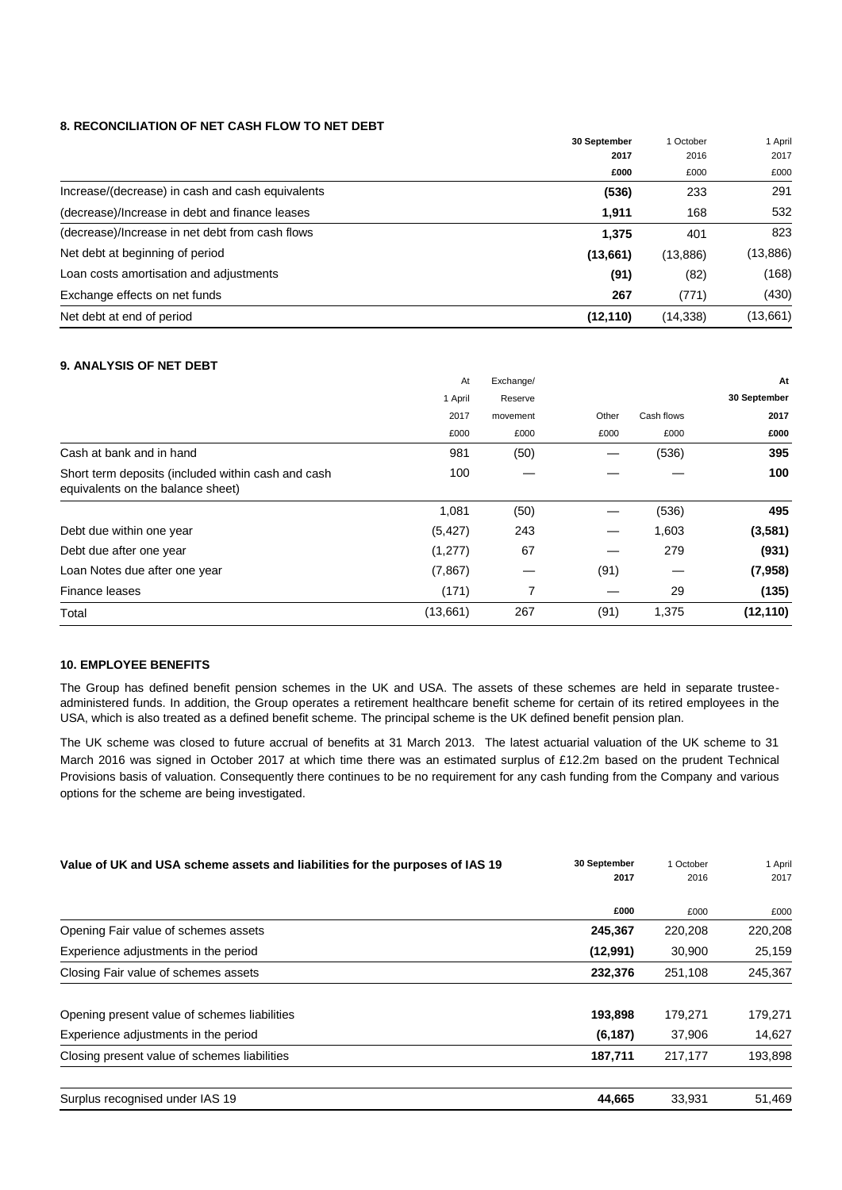### 8. RECONCILIATION OF NET CASH FLOW TO NET DEBT

| | 30 September 2017 | 1 October 2016 | 1 April 2017 |
|---|---|---|---|
| | £000 | £000 | £000 |
| Increase/(decrease) in cash and cash equivalents | (536) | 233 | 291 |
| (decrease)/Increase in debt and finance leases | 1,911 | 168 | 532 |
| (decrease)/Increase in net debt from cash flows | 1,375 | 401 | 823 |
| Net debt at beginning of period | (13,661) | (13,886) | (13,886) |
| Loan costs amortisation and adjustments | (91) | (82) | (168) |
| Exchange effects on net funds | 267 | (771) | (430) |
| Net debt at end of period | (12,110) | (14,338) | (13,661) |

### 9. ANALYSIS OF NET DEBT

| | At 1 April 2017 | Exchange/ Reserve movement | Other | Cash flows | At 30 September 2017 |
|---|---|---|---|---|---|
| | £000 | £000 | £000 | £000 | £000 |
| Cash at bank and in hand | 981 | (50) | — | (536) | 395 |
| Short term deposits (included within cash and cash equivalents on the balance sheet) | 100 | — | — | — | 100 |
| | 1,081 | (50) | — | (536) | 495 |
| Debt due within one year | (5,427) | 243 | — | 1,603 | (3,581) |
| Debt due after one year | (1,277) | 67 | — | 279 | (931) |
| Loan Notes due after one year | (7,867) | — | (91) | — | (7,958) |
| Finance leases | (171) | 7 | — | 29 | (135) |
| Total | (13,661) | 267 | (91) | 1,375 | (12,110) |

### 10. EMPLOYEE BENEFITS

The Group has defined benefit pension schemes in the UK and USA. The assets of these schemes are held in separate trustee-administered funds. In addition, the Group operates a retirement healthcare benefit scheme for certain of its retired employees in the USA, which is also treated as a defined benefit scheme. The principal scheme is the UK defined benefit pension plan.

The UK scheme was closed to future accrual of benefits at 31 March 2013. The latest actuarial valuation of the UK scheme to 31 March 2016 was signed in October 2017 at which time there was an estimated surplus of £12.2m based on the prudent Technical Provisions basis of valuation. Consequently there continues to be no requirement for any cash funding from the Company and various options for the scheme are being investigated.

| Value of UK and USA scheme assets and liabilities for the purposes of IAS 19 | 30 September 2017 | 1 October 2016 | 1 April 2017 |
|---|---|---|---|
| | £000 | £000 | £000 |
| Opening Fair value of schemes assets | 245,367 | 220,208 | 220,208 |
| Experience adjustments in the period | (12,991) | 30,900 | 25,159 |
| Closing Fair value of schemes assets | 232,376 | 251,108 | 245,367 |
| | | | |
| Opening present value of schemes liabilities | 193,898 | 179,271 | 179,271 |
| Experience adjustments in the period | (6,187) | 37,906 | 14,627 |
| Closing present value of schemes liabilities | 187,711 | 217,177 | 193,898 |
| | | | |
| Surplus recognised under IAS 19 | 44,665 | 33,931 | 51,469 |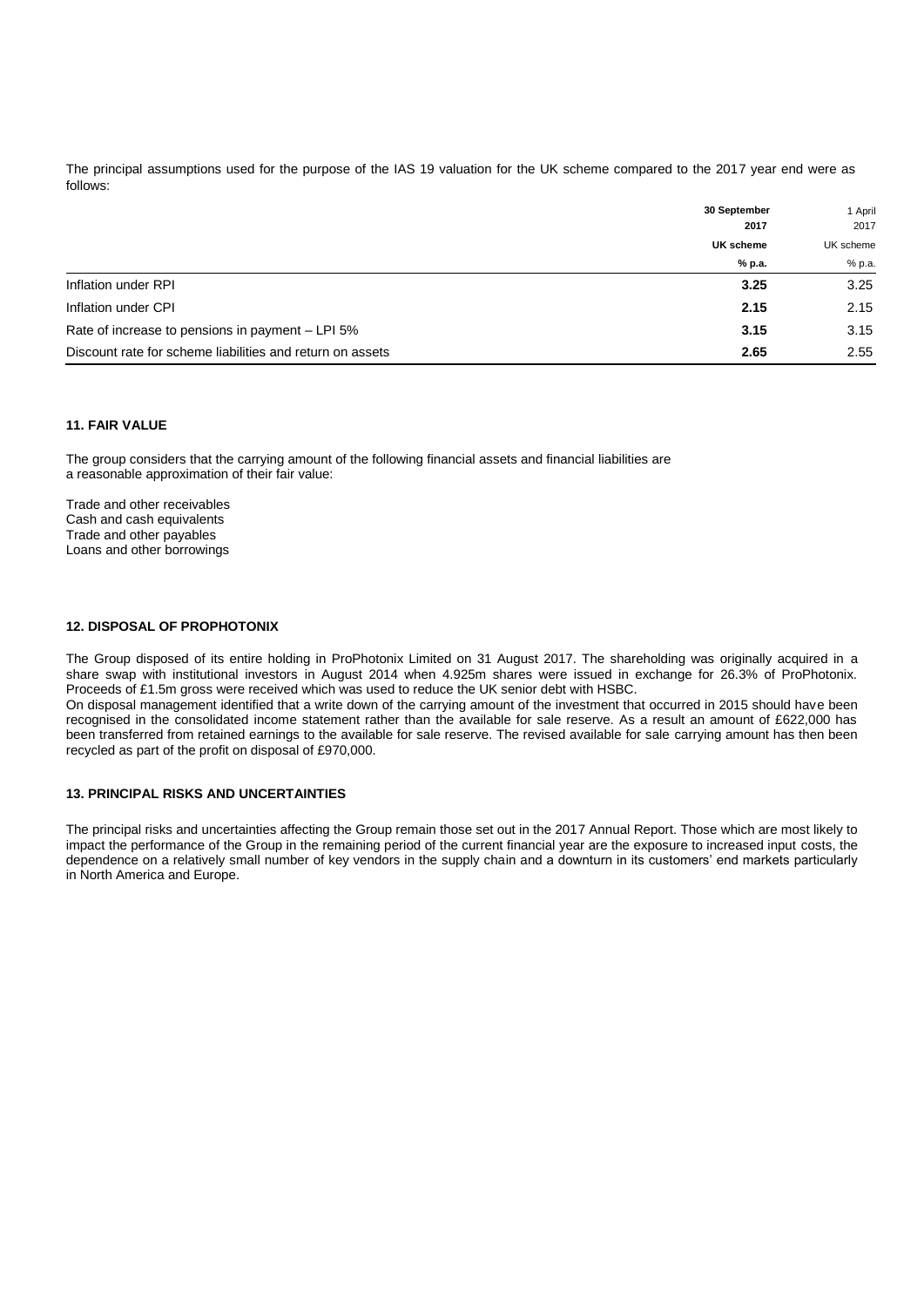The principal assumptions used for the purpose of the IAS 19 valuation for the UK scheme compared to the 2017 year end were as follows:

| | **30 September 2017** | 1 April 2017 |
|---|---|---|
| | **UK scheme** | UK scheme |
| | **% p.a.** | % p.a. |
| Inflation under RPI | **3.25** | 3.25 |
| Inflation under CPI | **2.15** | 2.15 |
| Rate of increase to pensions in payment – LPI 5% | **3.15** | 3.15 |
| Discount rate for scheme liabilities and return on assets | **2.65** | 2.55 |

### 11. FAIR VALUE

The group considers that the carrying amount of the following financial assets and financial liabilities are a reasonable approximation of their fair value:

Trade and other receivables
Cash and cash equivalents
Trade and other payables
Loans and other borrowings

### 12. DISPOSAL OF PROPHOTONIX

The Group disposed of its entire holding in ProPhotonix Limited on 31 August 2017. The shareholding was originally acquired in a share swap with institutional investors in August 2014 when 4.925m shares were issued in exchange for 26.3% of ProPhotonix. Proceeds of £1.5m gross were received which was used to reduce the UK senior debt with HSBC.

On disposal management identified that a write down of the carrying amount of the investment that occurred in 2015 should have been recognised in the consolidated income statement rather than the available for sale reserve. As a result an amount of £622,000 has been transferred from retained earnings to the available for sale reserve. The revised available for sale carrying amount has then been recycled as part of the profit on disposal of £970,000.

### 13. PRINCIPAL RISKS AND UNCERTAINTIES

The principal risks and uncertainties affecting the Group remain those set out in the 2017 Annual Report. Those which are most likely to impact the performance of the Group in the remaining period of the current financial year are the exposure to increased input costs, the dependence on a relatively small number of key vendors in the supply chain and a downturn in its customers' end markets particularly in North America and Europe.